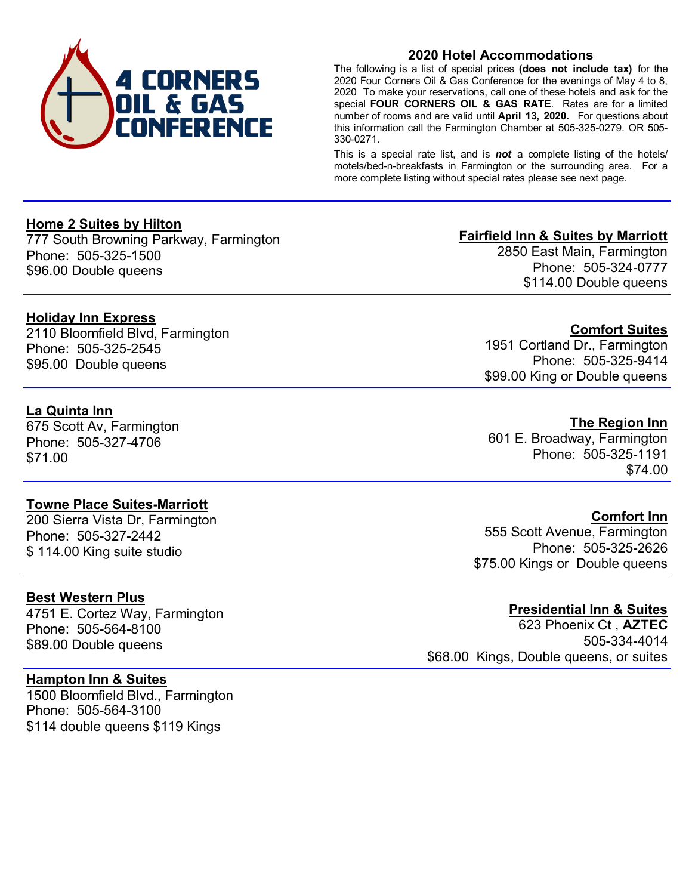# 4 CORNERS OIL & GAS CONFERENCE

## 2020 Hotel Accommodations

The following is a list of special prices **(does not include tax)** for the 2020 Four Corners Oil & Gas Conference for the evenings of May 4 to 8, 2020 To make your reservations, call one of these hotels and ask for the special **FOUR CORNERS OIL & GAS RATE**. Rates are for a limited number of rooms and are valid until **April 13, 2020.** For questions about this information call the Farmington Chamber at 505-325-0279. OR 505-330-0271.

This is a special rate list, and is ***not*** a complete listing of the hotels/motels/bed-n-breakfasts in Farmington or the surrounding area. For a more complete listing without special rates please see next page.

---

**Home 2 Suites by Hilton**
777 South Browning Parkway, Farmington
Phone: 505-325-1500
$96.00 Double queens

**Fairfield Inn & Suites by Marriott**
2850 East Main, Farmington
Phone: 505-324-0777
$114.00 Double queens

---

**Holiday Inn Express**
2110 Bloomfield Blvd, Farmington
Phone: 505-325-2545
$95.00 Double queens

**Comfort Suites**
1951 Cortland Dr., Farmington
Phone: 505-325-9414
$99.00 King or Double queens

---

**La Quinta Inn**
675 Scott Av, Farmington
Phone: 505-327-4706
$71.00

**The Region Inn**
601 E. Broadway, Farmington
Phone: 505-325-1191
$74.00

---

**Towne Place Suites-Marriott**
200 Sierra Vista Dr, Farmington
Phone: 505-327-2442
$ 114.00 King suite studio

**Comfort Inn**
555 Scott Avenue, Farmington
Phone: 505-325-2626
$75.00 Kings or Double queens

---

**Best Western Plus**
4751 E. Cortez Way, Farmington
Phone: 505-564-8100
$89.00 Double queens

**Presidential Inn & Suites**
623 Phoenix Ct , **AZTEC**
505-334-4014
$68.00 Kings, Double queens, or suites

---

**Hampton Inn & Suites**
1500 Bloomfield Blvd., Farmington
Phone: 505-564-3100
$114 double queens $119 Kings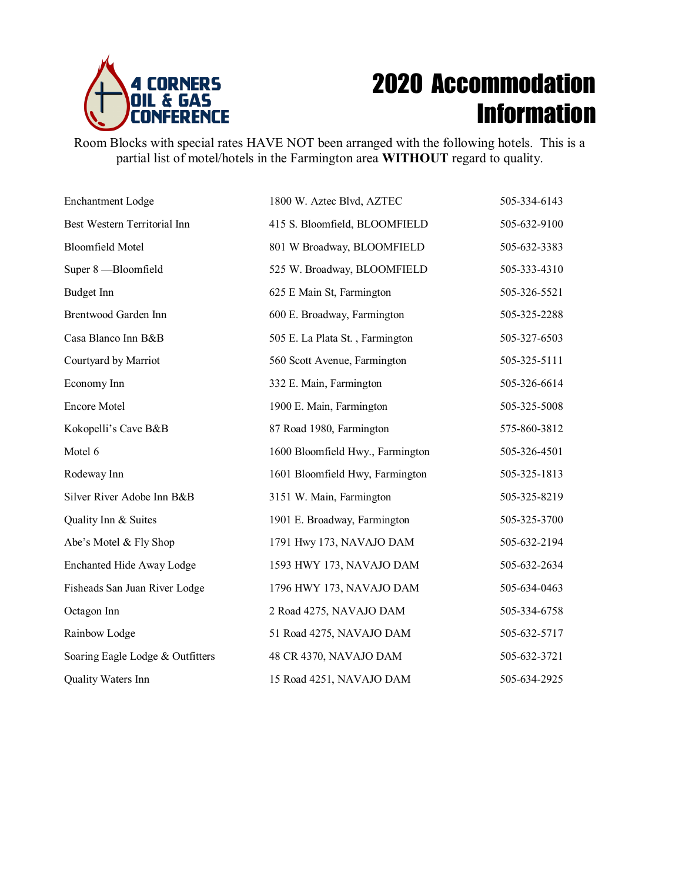4 CORNERS OIL & GAS CONFERENCE

# 2020 Accommodation Information

Room Blocks with special rates HAVE NOT been arranged with the following hotels. This is a partial list of motel/hotels in the Farmington area **WITHOUT** regard to quality.

| | | |
|---|---|---|
| Enchantment Lodge | 1800 W. Aztec Blvd, AZTEC | 505-334-6143 |
| Best Western Territorial Inn | 415 S. Bloomfield, BLOOMFIELD | 505-632-9100 |
| Bloomfield Motel | 801 W Broadway, BLOOMFIELD | 505-632-3383 |
| Super 8 —Bloomfield | 525 W. Broadway, BLOOMFIELD | 505-333-4310 |
| Budget Inn | 625 E Main St, Farmington | 505-326-5521 |
| Brentwood Garden Inn | 600 E. Broadway, Farmington | 505-325-2288 |
| Casa Blanco Inn B&B | 505 E. La Plata St. , Farmington | 505-327-6503 |
| Courtyard by Marriot | 560 Scott Avenue, Farmington | 505-325-5111 |
| Economy Inn | 332 E. Main, Farmington | 505-326-6614 |
| Encore Motel | 1900 E. Main, Farmington | 505-325-5008 |
| Kokopelli's Cave B&B | 87 Road 1980, Farmington | 575-860-3812 |
| Motel 6 | 1600 Bloomfield Hwy., Farmington | 505-326-4501 |
| Rodeway Inn | 1601 Bloomfield Hwy, Farmington | 505-325-1813 |
| Silver River Adobe Inn B&B | 3151 W. Main, Farmington | 505-325-8219 |
| Quality Inn & Suites | 1901 E. Broadway, Farmington | 505-325-3700 |
| Abe's Motel & Fly Shop | 1791 Hwy 173, NAVAJO DAM | 505-632-2194 |
| Enchanted Hide Away Lodge | 1593 HWY 173, NAVAJO DAM | 505-632-2634 |
| Fisheads San Juan River Lodge | 1796 HWY 173, NAVAJO DAM | 505-634-0463 |
| Octagon Inn | 2 Road 4275, NAVAJO DAM | 505-334-6758 |
| Rainbow Lodge | 51 Road 4275, NAVAJO DAM | 505-632-5717 |
| Soaring Eagle Lodge & Outfitters | 48 CR 4370, NAVAJO DAM | 505-632-3721 |
| Quality Waters Inn | 15 Road 4251, NAVAJO DAM | 505-634-2925 |